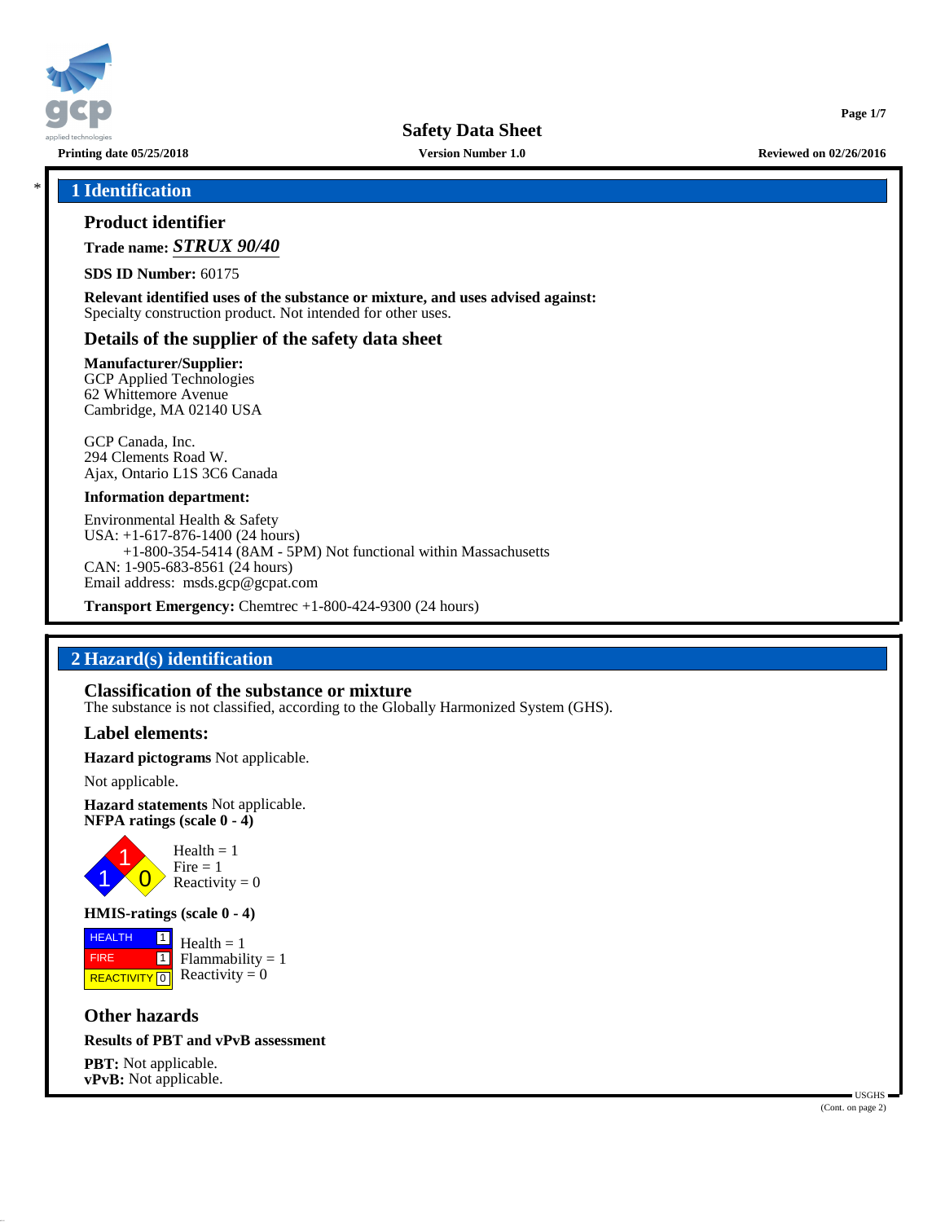# Safety Data Sheet

**Printing date 05/25/2018** | **Version Number 1.0** | **Reviewed on 02/26/2016**

## * 1 Identification

### Product identifier

**Trade name:** ***STRUX 90/40***

**SDS ID Number:** 60175

**Relevant identified uses of the substance or mixture, and uses advised against:**
Specialty construction product. Not intended for other uses.

### Details of the supplier of the safety data sheet

**Manufacturer/Supplier:**
GCP Applied Technologies
62 Whittemore Avenue
Cambridge, MA 02140 USA

GCP Canada, Inc.
294 Clements Road W.
Ajax, Ontario L1S 3C6 Canada

**Information department:**

Environmental Health & Safety
USA: +1-617-876-1400 (24 hours)
+1-800-354-5414 (8AM - 5PM) Not functional within Massachusetts
CAN: 1-905-683-8561 (24 hours)
Email address: msds.gcp@gcpat.com

**Transport Emergency:** Chemtrec +1-800-424-9300 (24 hours)

## 2 Hazard(s) identification

### Classification of the substance or mixture

The substance is not classified, according to the Globally Harmonized System (GHS).

### Label elements:

**Hazard pictograms** Not applicable.

Not applicable.

**Hazard statements** Not applicable.

**NFPA ratings (scale 0 - 4)**

Health = 1
Fire = 1
Reactivity = 0

**HMIS-ratings (scale 0 - 4)**

| HMIS | Rating |
|---|---|
| HEALTH | 1 |
| FIRE | 1 |
| REACTIVITY | 0 |

Health = 1
Flammability = 1
Reactivity = 0

### Other hazards

**Results of PBT and vPvB assessment**

**PBT:** Not applicable.
**vPvB:** Not applicable.

(Cont. on page 2)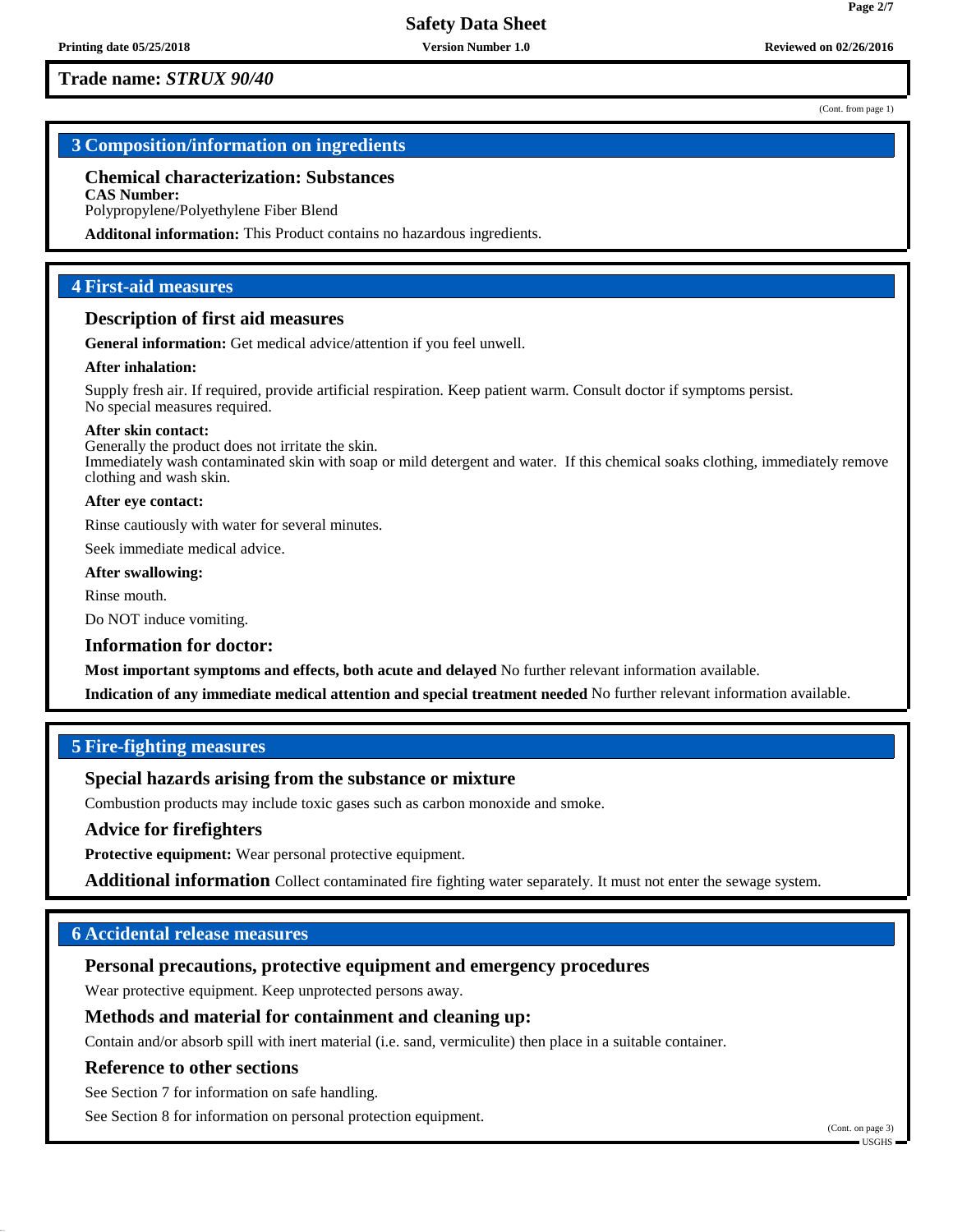**Trade name: *STRUX 90/40***

(Cont. from page 1)

## 3 Composition/information on ingredients

### Chemical characterization: Substances

**CAS Number:**
Polypropylene/Polyethylene Fiber Blend

**Additonal information:** This Product contains no hazardous ingredients.

## 4 First-aid measures

### Description of first aid measures

**General information:** Get medical advice/attention if you feel unwell.

**After inhalation:**

Supply fresh air. If required, provide artificial respiration. Keep patient warm. Consult doctor if symptoms persist.
No special measures required.

**After skin contact:**
Generally the product does not irritate the skin.
Immediately wash contaminated skin with soap or mild detergent and water. If this chemical soaks clothing, immediately remove clothing and wash skin.

**After eye contact:**

Rinse cautiously with water for several minutes.

Seek immediate medical advice.

**After swallowing:**

Rinse mouth.

Do NOT induce vomiting.

### Information for doctor:

**Most important symptoms and effects, both acute and delayed** No further relevant information available.

**Indication of any immediate medical attention and special treatment needed** No further relevant information available.

## 5 Fire-fighting measures

### Special hazards arising from the substance or mixture

Combustion products may include toxic gases such as carbon monoxide and smoke.

### Advice for firefighters

**Protective equipment:** Wear personal protective equipment.

**Additional information** Collect contaminated fire fighting water separately. It must not enter the sewage system.

## 6 Accidental release measures

### Personal precautions, protective equipment and emergency procedures

Wear protective equipment. Keep unprotected persons away.

### Methods and material for containment and cleaning up:

Contain and/or absorb spill with inert material (i.e. sand, vermiculite) then place in a suitable container.

### Reference to other sections

See Section 7 for information on safe handling.

See Section 8 for information on personal protection equipment.

(Cont. on page 3)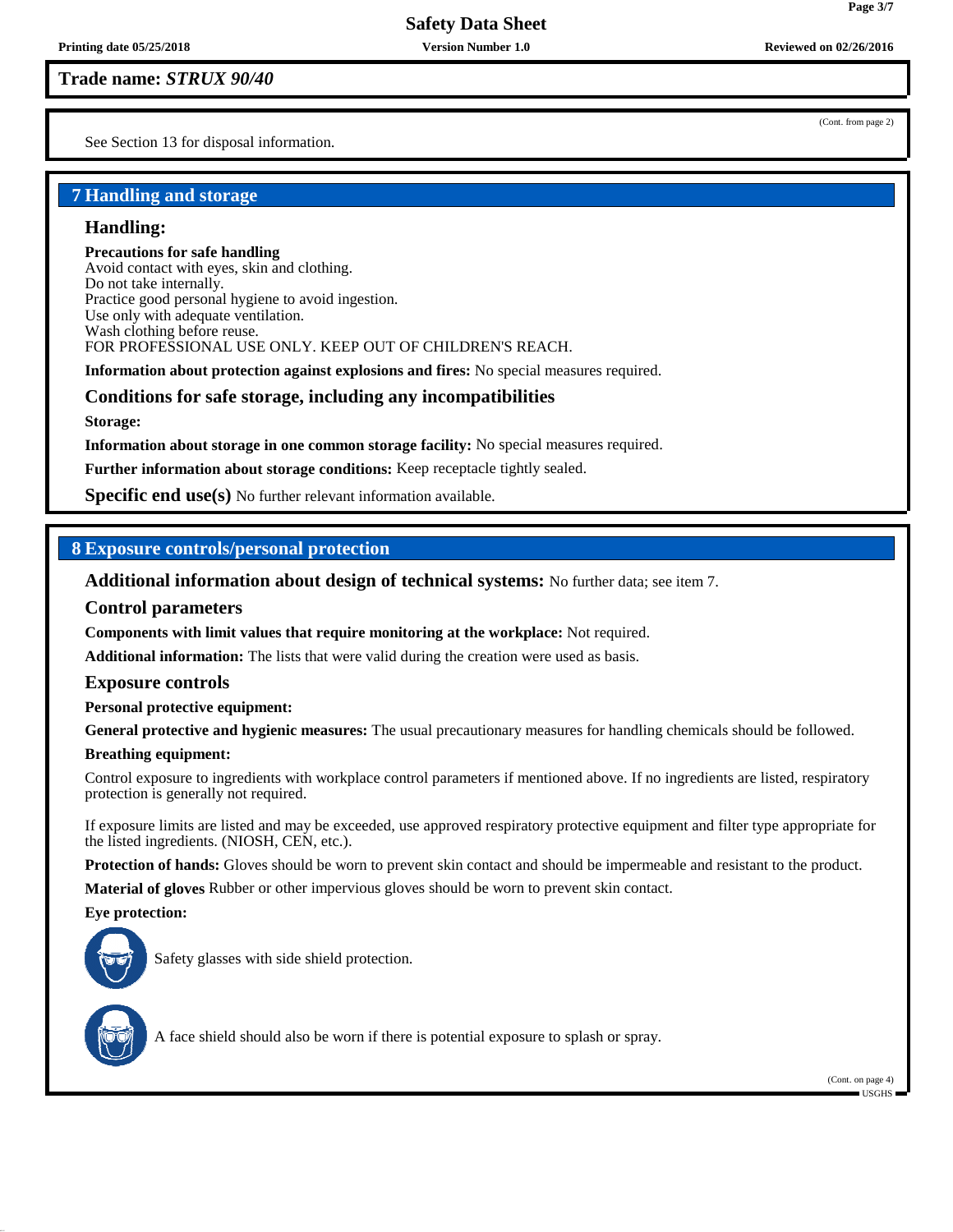**Trade name: *STRUX 90/40***

(Cont. from page 2)

See Section 13 for disposal information.

## 7 Handling and storage

### Handling:

**Precautions for safe handling**
Avoid contact with eyes, skin and clothing.
Do not take internally.
Practice good personal hygiene to avoid ingestion.
Use only with adequate ventilation.
Wash clothing before reuse.
FOR PROFESSIONAL USE ONLY. KEEP OUT OF CHILDREN'S REACH.

**Information about protection against explosions and fires:** No special measures required.

### Conditions for safe storage, including any incompatibilities

**Storage:**

**Information about storage in one common storage facility:** No special measures required.

**Further information about storage conditions:** Keep receptacle tightly sealed.

**Specific end use(s)** No further relevant information available.

## 8 Exposure controls/personal protection

**Additional information about design of technical systems:** No further data; see item 7.

### Control parameters

**Components with limit values that require monitoring at the workplace:** Not required.

**Additional information:** The lists that were valid during the creation were used as basis.

### Exposure controls

**Personal protective equipment:**

**General protective and hygienic measures:** The usual precautionary measures for handling chemicals should be followed.

**Breathing equipment:**

Control exposure to ingredients with workplace control parameters if mentioned above. If no ingredients are listed, respiratory protection is generally not required.

If exposure limits are listed and may be exceeded, use approved respiratory protective equipment and filter type appropriate for the listed ingredients. (NIOSH, CEN, etc.).

**Protection of hands:** Gloves should be worn to prevent skin contact and should be impermeable and resistant to the product.

**Material of gloves** Rubber or other impervious gloves should be worn to prevent skin contact.

**Eye protection:**

Safety glasses with side shield protection.

A face shield should also be worn if there is potential exposure to splash or spray.

(Cont. on page 4)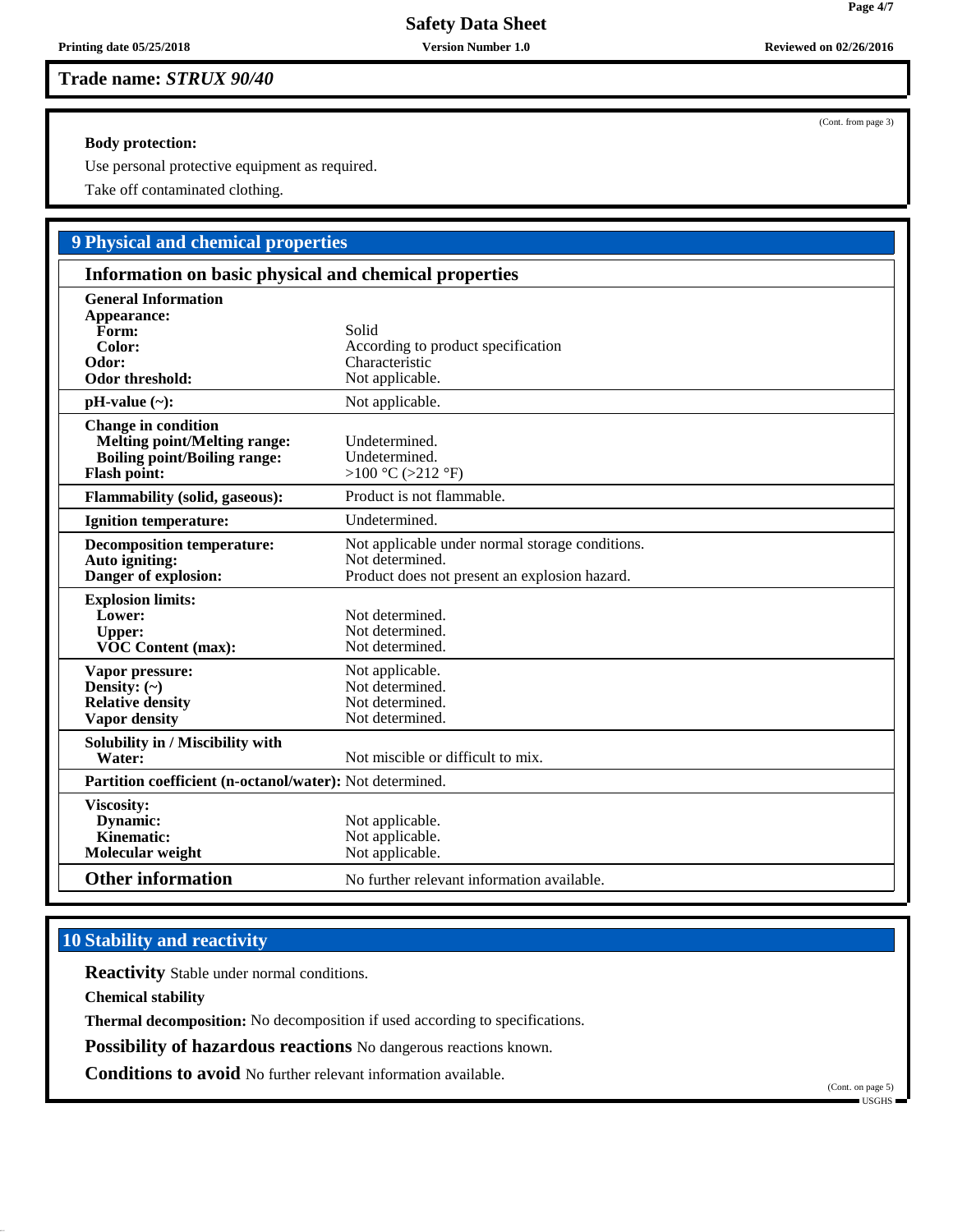**Trade name: *STRUX 90/40***

(Cont. from page 3)

**Body protection:**

Use personal protective equipment as required.

Take off contaminated clothing.

## 9 Physical and chemical properties

### Information on basic physical and chemical properties

| | |
|---|---|
| **General Information** | |
| **Appearance:** | |
| **Form:** | Solid |
| **Color:** | According to product specification |
| **Odor:** | Characteristic |
| **Odor threshold:** | Not applicable. |
| **pH-value (~):** | Not applicable. |
| **Change in condition** | |
| **Melting point/Melting range:** | Undetermined. |
| **Boiling point/Boiling range:** | Undetermined. |
| **Flash point:** | >100 °C (>212 °F) |
| **Flammability (solid, gaseous):** | Product is not flammable. |
| **Ignition temperature:** | Undetermined. |
| **Decomposition temperature:** | Not applicable under normal storage conditions. |
| **Auto igniting:** | Not determined. |
| **Danger of explosion:** | Product does not present an explosion hazard. |
| **Explosion limits:** | |
| **Lower:** | Not determined. |
| **Upper:** | Not determined. |
| **VOC Content (max):** | Not determined. |
| **Vapor pressure:** | Not applicable. |
| **Density: (~)** | Not determined. |
| **Relative density** | Not determined. |
| **Vapor density** | Not determined. |
| **Solubility in / Miscibility with Water:** | Not miscible or difficult to mix. |
| **Partition coefficient (n-octanol/water):** | Not determined. |
| **Viscosity:** | |
| **Dynamic:** | Not applicable. |
| **Kinematic:** | Not applicable. |
| **Molecular weight** | Not applicable. |
| **Other information** | No further relevant information available. |

## 10 Stability and reactivity

**Reactivity** Stable under normal conditions.

**Chemical stability**

**Thermal decomposition:** No decomposition if used according to specifications.

**Possibility of hazardous reactions** No dangerous reactions known.

**Conditions to avoid** No further relevant information available.

(Cont. on page 5)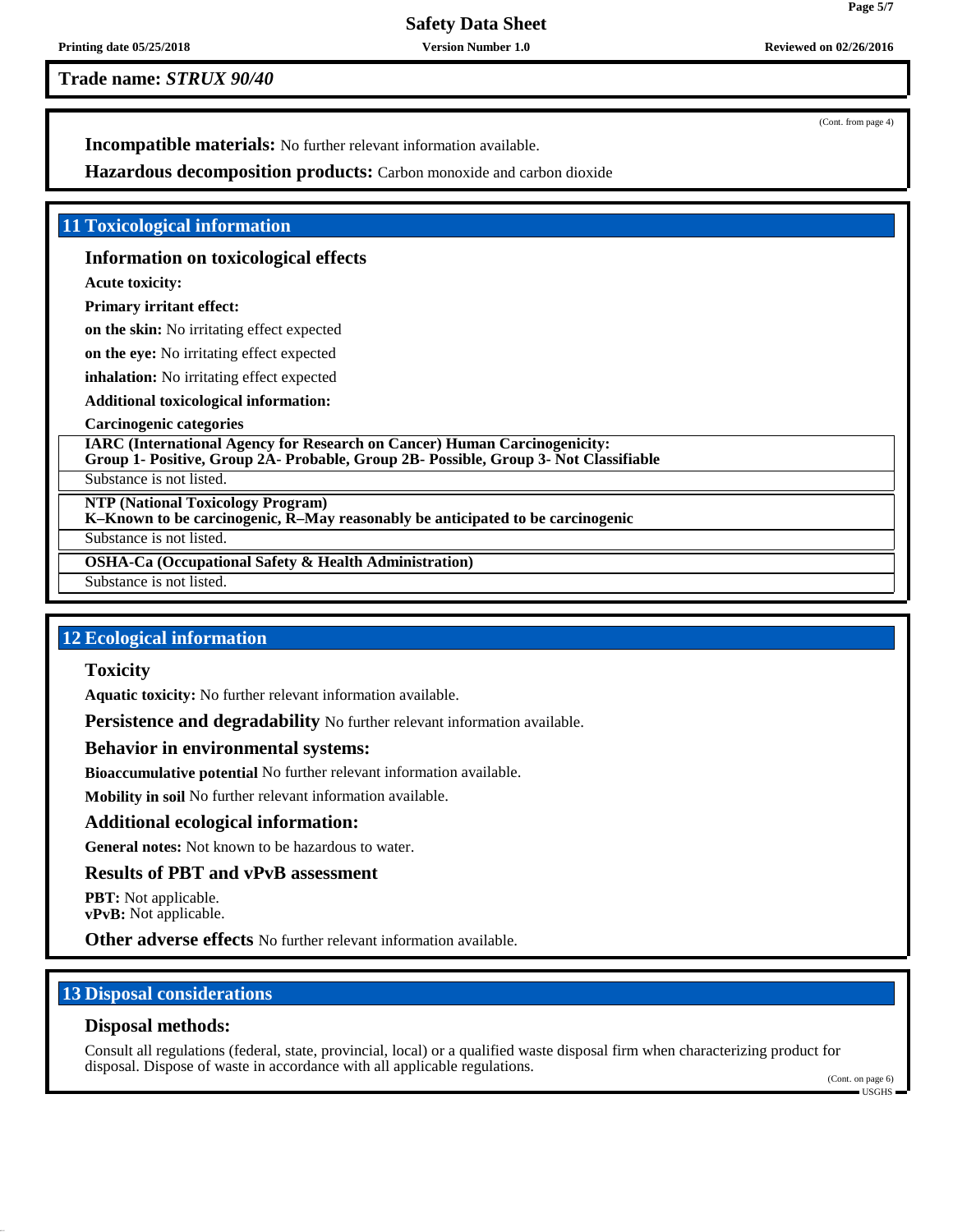**Trade name: *STRUX 90/40***

(Cont. from page 4)

**Incompatible materials:** No further relevant information available.

**Hazardous decomposition products:** Carbon monoxide and carbon dioxide

## 11 Toxicological information

### Information on toxicological effects

**Acute toxicity:**

**Primary irritant effect:**

**on the skin:** No irritating effect expected

**on the eye:** No irritating effect expected

**inhalation:** No irritating effect expected

**Additional toxicological information:**

**Carcinogenic categories**

| **IARC (International Agency for Research on Cancer) Human Carcinogenicity: Group 1- Positive, Group 2A- Probable, Group 2B- Possible, Group 3- Not Classifiable** |
|---|
| Substance is not listed. |

| **NTP (National Toxicology Program) K–Known to be carcinogenic, R–May reasonably be anticipated to be carcinogenic** |
|---|
| Substance is not listed. |

| **OSHA-Ca (Occupational Safety & Health Administration)** |
|---|
| Substance is not listed. |

## 12 Ecological information

### Toxicity

**Aquatic toxicity:** No further relevant information available.

**Persistence and degradability** No further relevant information available.

### Behavior in environmental systems:

**Bioaccumulative potential** No further relevant information available.

**Mobility in soil** No further relevant information available.

### Additional ecological information:

**General notes:** Not known to be hazardous to water.

### Results of PBT and vPvB assessment

**PBT:** Not applicable.
**vPvB:** Not applicable.

**Other adverse effects** No further relevant information available.

## 13 Disposal considerations

### Disposal methods:

Consult all regulations (federal, state, provincial, local) or a qualified waste disposal firm when characterizing product for disposal. Dispose of waste in accordance with all applicable regulations.

(Cont. on page 6)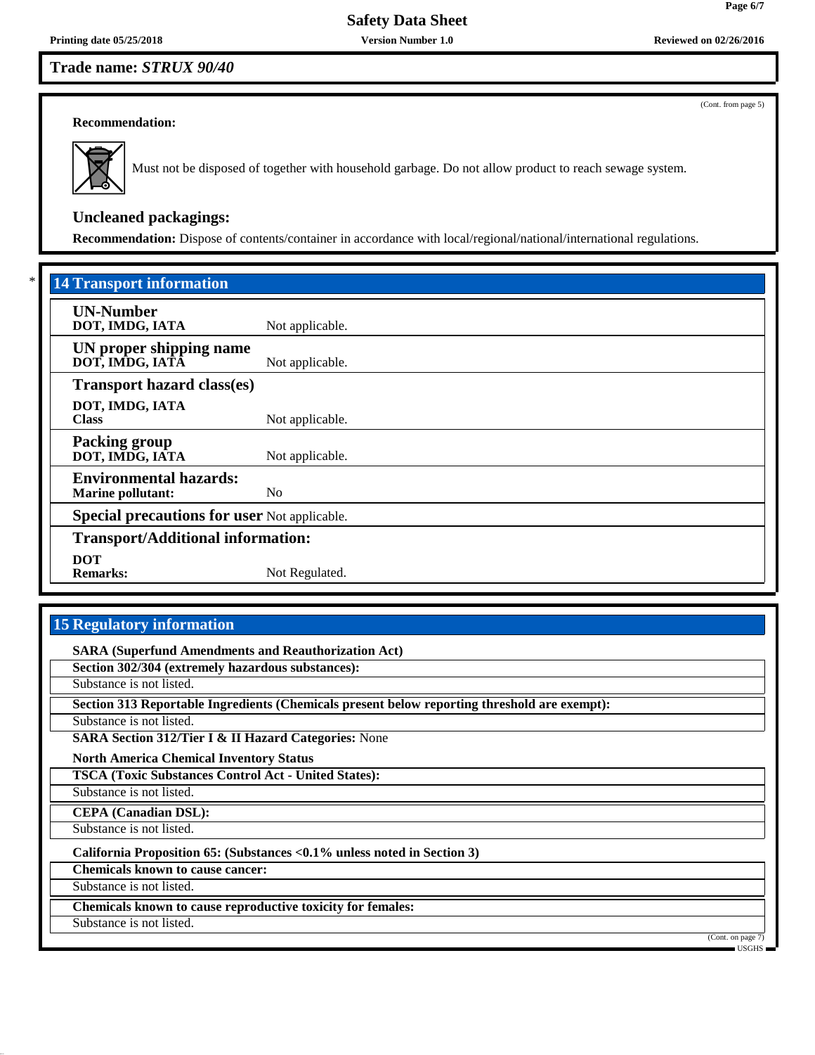**Trade name:** ***STRUX 90/40***

(Cont. from page 5)

**Recommendation:**

Must not be disposed of together with household garbage. Do not allow product to reach sewage system.

### Uncleaned packagings:

**Recommendation:** Dispose of contents/container in accordance with local/regional/national/international regulations.

## 14 Transport information

| | |
|---|---|
| **UN-Number** | |
| **DOT, IMDG, IATA** | Not applicable. |
| **UN proper shipping name** | |
| **DOT, IMDG, IATA** | Not applicable. |
| **Transport hazard class(es)** | |
| **DOT, IMDG, IATA** | |
| **Class** | Not applicable. |
| **Packing group** | |
| **DOT, IMDG, IATA** | Not applicable. |
| **Environmental hazards:** | |
| **Marine pollutant:** | No |
| **Special precautions for user** | Not applicable. |
| **Transport/Additional information:** | |
| **DOT** | |
| **Remarks:** | Not Regulated. |

## 15 Regulatory information

**SARA (Superfund Amendments and Reauthorization Act)**

**Section 302/304 (extremely hazardous substances):**

Substance is not listed.

**Section 313 Reportable Ingredients (Chemicals present below reporting threshold are exempt):**

Substance is not listed.

**SARA Section 312/Tier I & II Hazard Categories:** None

**North America Chemical Inventory Status**

**TSCA (Toxic Substances Control Act - United States):**

Substance is not listed.

**CEPA (Canadian DSL):**

Substance is not listed.

**California Proposition 65: (Substances <0.1% unless noted in Section 3)**

**Chemicals known to cause cancer:**

Substance is not listed.

**Chemicals known to cause reproductive toxicity for females:**

Substance is not listed.

(Cont. on page 7)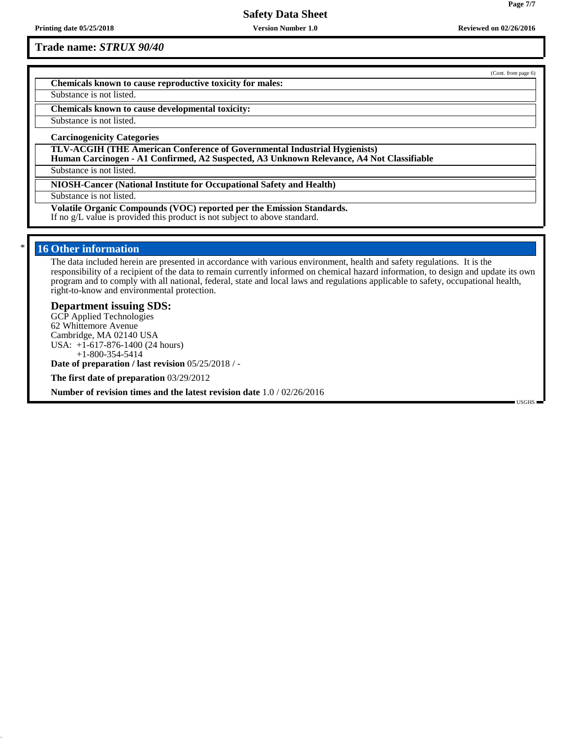Trade name: *STRUX 90/40*

(Cont. from page 6)

**Chemicals known to cause reproductive toxicity for males:**

Substance is not listed.

**Chemicals known to cause developmental toxicity:**

Substance is not listed.

**Carcinogenicity Categories**

**TLV-ACGIH (THE American Conference of Governmental Industrial Hygienists)**
**Human Carcinogen - A1 Confirmed, A2 Suspected, A3 Unknown Relevance, A4 Not Classifiable**

Substance is not listed.

**NIOSH-Cancer (National Institute for Occupational Safety and Health)**

Substance is not listed.

**Volatile Organic Compounds (VOC) reported per the Emission Standards.**
If no g/L value is provided this product is not subject to above standard.

## * 16 Other information

The data included herein are presented in accordance with various environment, health and safety regulations. It is the responsibility of a recipient of the data to remain currently informed on chemical hazard information, to design and update its own program and to comply with all national, federal, state and local laws and regulations applicable to safety, occupational health, right-to-know and environmental protection.

### Department issuing SDS:

GCP Applied Technologies
62 Whittemore Avenue
Cambridge, MA 02140 USA
USA: +1-617-876-1400 (24 hours)
+1-800-354-5414

**Date of preparation / last revision** 05/25/2018 / -

**The first date of preparation** 03/29/2012

**Number of revision times and the latest revision date** 1.0 / 02/26/2016